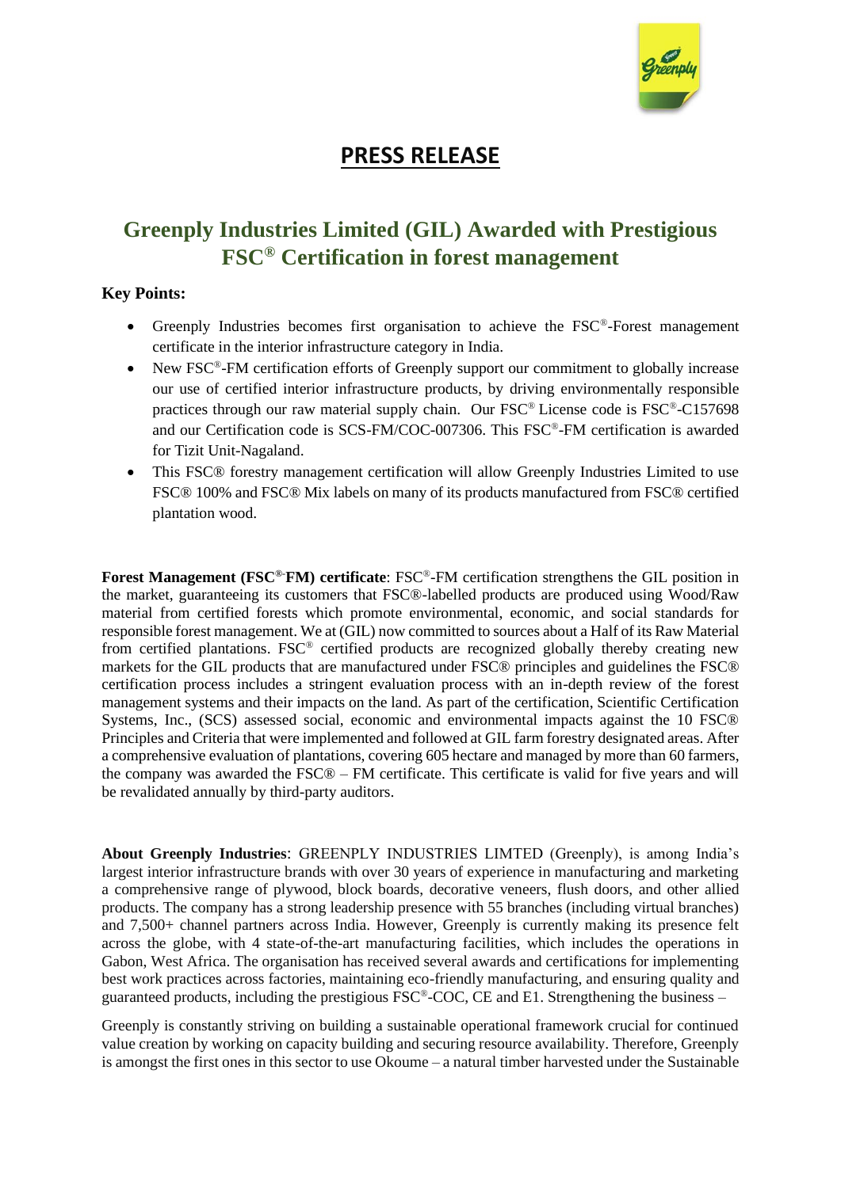# PRESS RELEASE

## Greenply Industries Limited (GIL) Awarded with Prestigious FSC® Certification in forest management

**Key Points:**

- Greenply Industries becomes first organisation to achieve the FSC®-Forest management certificate in the interior infrastructure category in India.
- New FSC®-FM certification efforts of Greenply support our commitment to globally increase our use of certified interior infrastructure products, by driving environmentally responsible practices through our raw material supply chain. Our FSC® License code is FSC®-C157698 and our Certification code is SCS-FM/COC-007306. This FSC®-FM certification is awarded for Tizit Unit-Nagaland.
- This FSC® forestry management certification will allow Greenply Industries Limited to use FSC® 100% and FSC® Mix labels on many of its products manufactured from FSC® certified plantation wood.

**Forest Management (FSC®-FM) certificate**: FSC®-FM certification strengthens the GIL position in the market, guaranteeing its customers that FSC®-labelled products are produced using Wood/Raw material from certified forests which promote environmental, economic, and social standards for responsible forest management. We at (GIL) now committed to sources about a Half of its Raw Material from certified plantations. FSC® certified products are recognized globally thereby creating new markets for the GIL products that are manufactured under FSC® principles and guidelines the FSC® certification process includes a stringent evaluation process with an in-depth review of the forest management systems and their impacts on the land. As part of the certification, Scientific Certification Systems, Inc., (SCS) assessed social, economic and environmental impacts against the 10 FSC® Principles and Criteria that were implemented and followed at GIL farm forestry designated areas. After a comprehensive evaluation of plantations, covering 605 hectare and managed by more than 60 farmers, the company was awarded the FSC® – FM certificate. This certificate is valid for five years and will be revalidated annually by third-party auditors.

**About Greenply Industries**: GREENPLY INDUSTRIES LIMTED (Greenply), is among India's largest interior infrastructure brands with over 30 years of experience in manufacturing and marketing a comprehensive range of plywood, block boards, decorative veneers, flush doors, and other allied products. The company has a strong leadership presence with 55 branches (including virtual branches) and 7,500+ channel partners across India. However, Greenply is currently making its presence felt across the globe, with 4 state-of-the-art manufacturing facilities, which includes the operations in Gabon, West Africa. The organisation has received several awards and certifications for implementing best work practices across factories, maintaining eco-friendly manufacturing, and ensuring quality and guaranteed products, including the prestigious FSC®-COC, CE and E1. Strengthening the business –

Greenply is constantly striving on building a sustainable operational framework crucial for continued value creation by working on capacity building and securing resource availability. Therefore, Greenply is amongst the first ones in this sector to use Okoume – a natural timber harvested under the Sustainable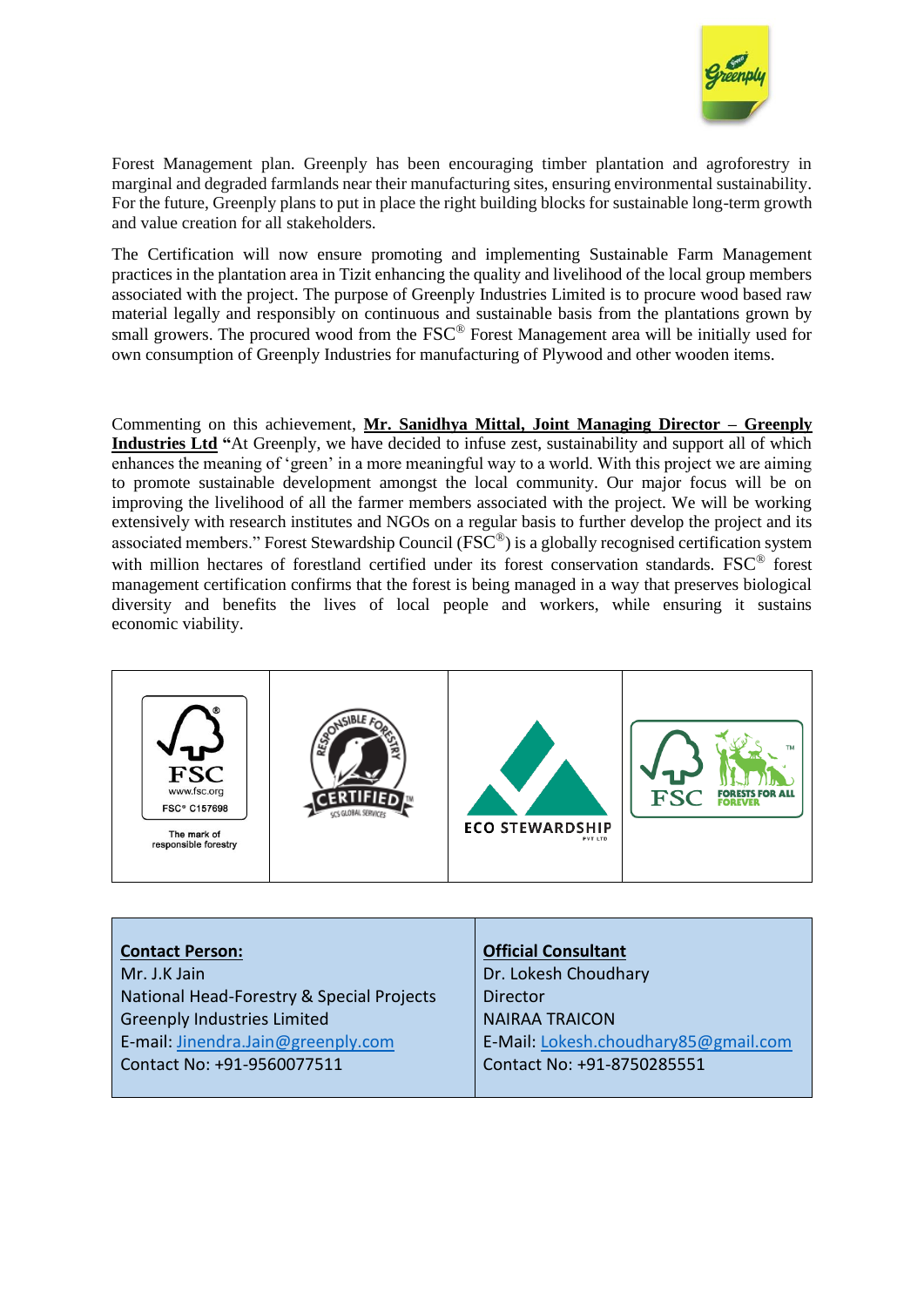Forest Management plan. Greenply has been encouraging timber plantation and agroforestry in marginal and degraded farmlands near their manufacturing sites, ensuring environmental sustainability. For the future, Greenply plans to put in place the right building blocks for sustainable long-term growth and value creation for all stakeholders.

The Certification will now ensure promoting and implementing Sustainable Farm Management practices in the plantation area in Tizit enhancing the quality and livelihood of the local group members associated with the project. The purpose of Greenply Industries Limited is to procure wood based raw material legally and responsibly on continuous and sustainable basis from the plantations grown by small growers. The procured wood from the FSC® Forest Management area will be initially used for own consumption of Greenply Industries for manufacturing of Plywood and other wooden items.

Commenting on this achievement, **Mr. Sanidhya Mittal, Joint Managing Director – Greenply Industries Ltd** **"**At Greenply, we have decided to infuse zest, sustainability and support all of which enhances the meaning of 'green' in a more meaningful way to a world. With this project we are aiming to promote sustainable development amongst the local community. Our major focus will be on improving the livelihood of all the farmer members associated with the project. We will be working extensively with research institutes and NGOs on a regular basis to further develop the project and its associated members." Forest Stewardship Council (FSC®) is a globally recognised certification system with million hectares of forestland certified under its forest conservation standards. FSC® forest management certification confirms that the forest is being managed in a way that preserves biological diversity and benefits the lives of local people and workers, while ensuring it sustains economic viability.

| | | | |
|---|---|---|---|
| FSC www.fsc.org FSC® C157698 The mark of responsible forestry | RESPONSIBLE FORESTRY CERTIFIED SCS GLOBAL SERVICES | ECO STEWARDSHIP PVT LTD | FSC FORESTS FOR ALL FOREVER |

| | |
|---|---|
| **Contact Person:**<br>Mr. J.K Jain<br>National Head-Forestry & Special Projects<br>Greenply Industries Limited<br>E-mail: Jinendra.Jain@greenply.com<br>Contact No: +91-9560077511 | **Official Consultant**<br>Dr. Lokesh Choudhary<br>Director<br>NAIRAA TRAICON<br>E-Mail: Lokesh.choudhary85@gmail.com<br>Contact No: +91-8750285551 |